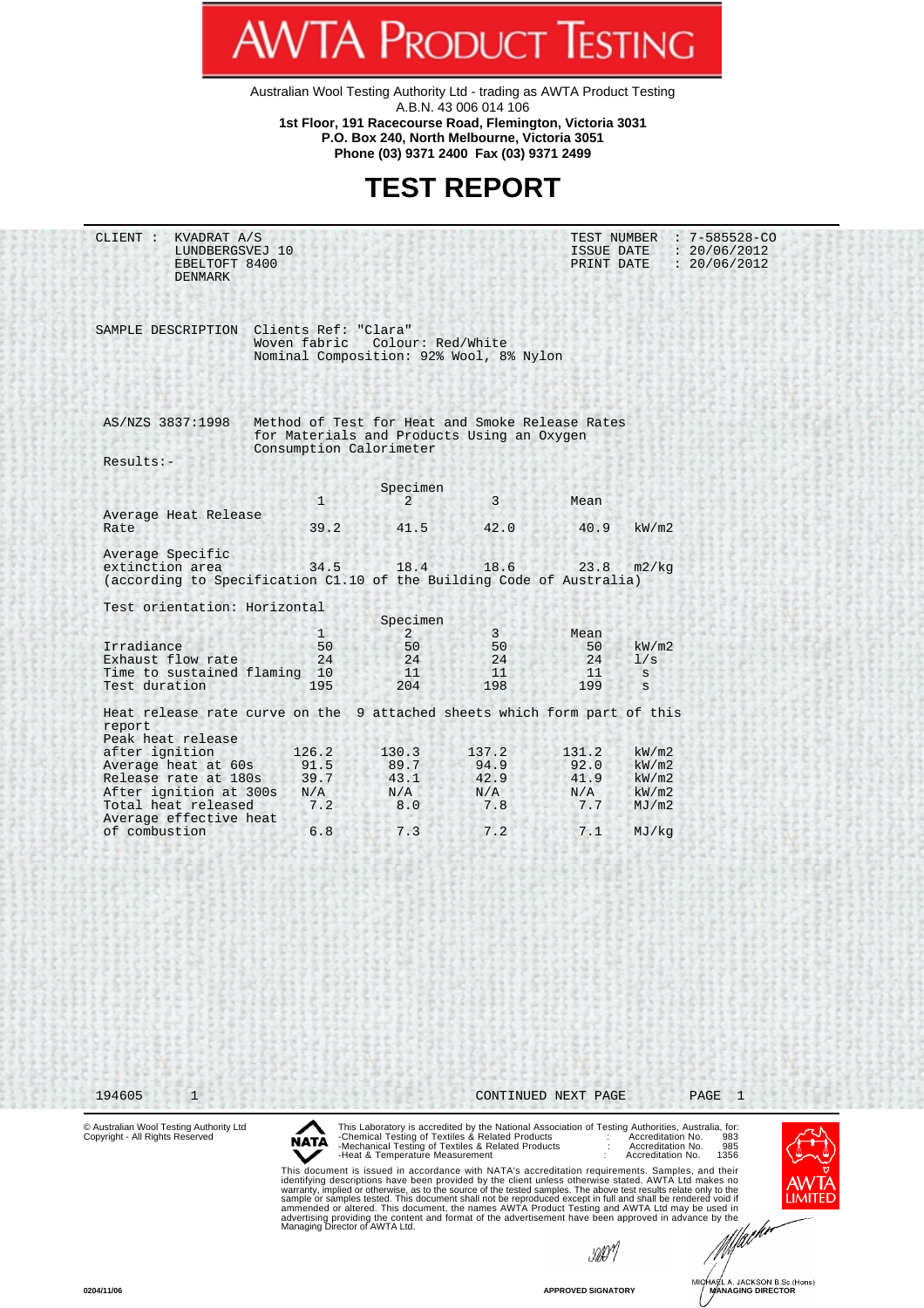# AWTA PRODUCT TESTING

Australian Wool Testing Authority Ltd - trading as AWTA Product Testing
A.B.N. 43 006 014 106
**1st Floor, 191 Racecourse Road, Flemington, Victoria 3031**
**P.O. Box 240, North Melbourne, Victoria 3051**
**Phone (03) 9371 2400 Fax (03) 9371 2499**

# TEST REPORT

CLIENT : KVADRAT A/S
LUNDBERGSVEJ 10
EBELTOFT 8400
DENMARK

TEST NUMBER : 7-585528-CO
ISSUE DATE : 20/06/2012
PRINT DATE : 20/06/2012

SAMPLE DESCRIPTION Clients Ref: "Clara"
Woven fabric Colour: Red/White
Nominal Composition: 92% Wool, 8% Nylon

AS/NZS 3837:1998 Method of Test for Heat and Smoke Release Rates for Materials and Products Using an Oxygen Consumption Calorimeter

Results:-

| | Specimen 1 | Specimen 2 | Specimen 3 | Mean | |
|---|---|---|---|---|---|
| Average Heat Release Rate | 39.2 | 41.5 | 42.0 | 40.9 | kW/m2 |
| Average Specific extinction area | 34.5 | 18.4 | 18.6 | 23.8 | m2/kg |

(according to Specification C1.10 of the Building Code of Australia)

Test orientation: Horizontal

| | Specimen 1 | Specimen 2 | Specimen 3 | Mean | |
|---|---|---|---|---|---|
| Irradiance | 50 | 50 | 50 | 50 | kW/m2 |
| Exhaust flow rate | 24 | 24 | 24 | 24 | l/s |
| Time to sustained flaming | 10 | 11 | 11 | 11 | s |
| Test duration | 195 | 204 | 198 | 199 | s |

Heat release rate curve on the 9 attached sheets which form part of this report

| | Specimen 1 | Specimen 2 | Specimen 3 | Mean | |
|---|---|---|---|---|---|
| Peak heat release after ignition | 126.2 | 130.3 | 137.2 | 131.2 | kW/m2 |
| Average heat at 60s | 91.5 | 89.7 | 94.9 | 92.0 | kW/m2 |
| Release rate at 180s | 39.7 | 43.1 | 42.9 | 41.9 | kW/m2 |
| After ignition at 300s | N/A | N/A | N/A | N/A | kW/m2 |
| Total heat released | 7.2 | 8.0 | 7.8 | 7.7 | MJ/m2 |
| Average effective heat of combustion | 6.8 | 7.3 | 7.2 | 7.1 | MJ/kg |

194605 1 CONTINUED NEXT PAGE

© Australian Wool Testing Authority Ltd
Copyright - All Rights Reserved

This Laboratory is accredited by the National Association of Testing Authorities, Australia, for:
-Chemical Testing of Textiles & Related Products : Accreditation No. 983
-Mechanical Testing of Textiles & Related Products : Accreditation No. 985
-Heat & Temperature Measurement : Accreditation No. 1356

This document is issued in accordance with NATA's accreditation requirements. Samples, and their identifying descriptions have been provided by the client unless otherwise stated. AWTA Ltd makes no warranty, implied or otherwise, as to the source of the tested samples. The above test results relate only to the sample or samples tested. This document shall not be reproduced except in full and shall be rendered void if ammended or altered. This document, the names AWTA Product Testing and AWTA Ltd may be used in advertising providing the content and format of the advertisement have been approved in advance by the Managing Director of AWTA Ltd.

APPROVED SIGNATORY

MICHAEL A. JACKSON B.Sc.(Hons)
**MANAGING DIRECTOR**

0204/11/06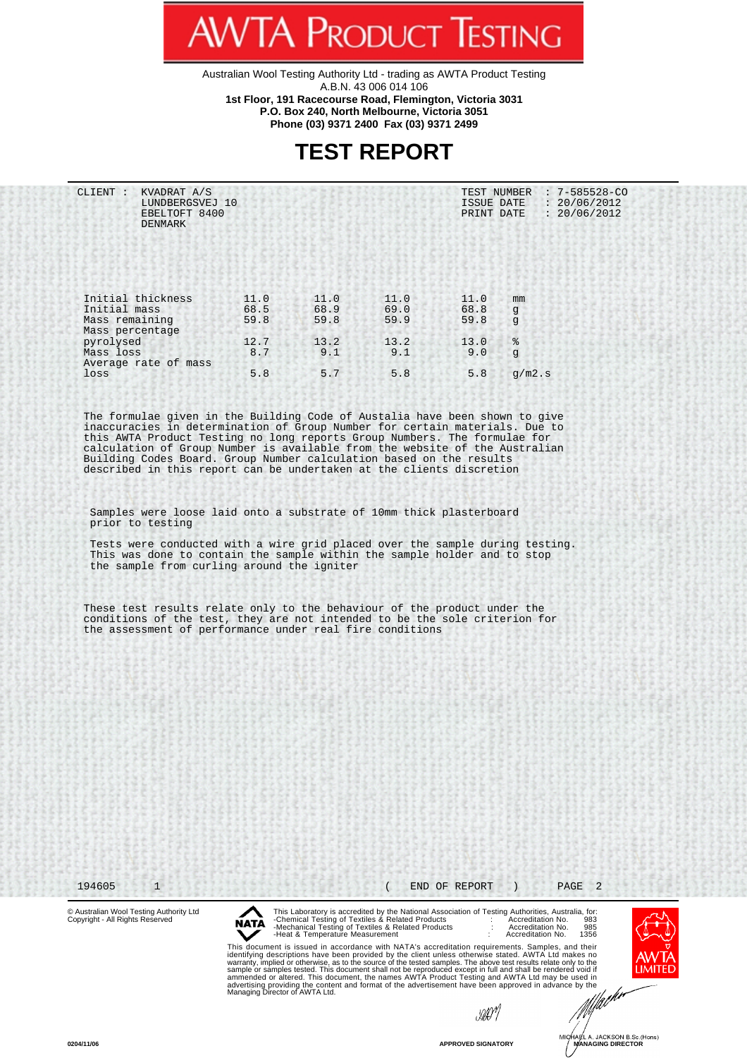# AWTA PRODUCT TESTING

Australian Wool Testing Authority Ltd - trading as AWTA Product Testing
A.B.N. 43 006 014 106
**1st Floor, 191 Racecourse Road, Flemington, Victoria 3031**
**P.O. Box 240, North Melbourne, Victoria 3051**
**Phone (03) 9371 2400 Fax (03) 9371 2499**

# TEST REPORT

CLIENT : KVADRAT A/S
LUNDBERGSVEJ 10
EBELTOFT 8400
DENMARK

TEST NUMBER : 7-585528-CO
ISSUE DATE : 20/06/2012
PRINT DATE : 20/06/2012

| | | | | | |
|---|---|---|---|---|---|
| Initial thickness | 11.0 | 11.0 | 11.0 | 11.0 | mm |
| Initial mass | 68.5 | 68.9 | 69.0 | 68.8 | g |
| Mass remaining | 59.8 | 59.8 | 59.9 | 59.8 | g |
| Mass percentage pyrolysed | 12.7 | 13.2 | 13.2 | 13.0 | % |
| Mass loss | 8.7 | 9.1 | 9.1 | 9.0 | g |
| Average rate of mass loss | 5.8 | 5.7 | 5.8 | 5.8 | g/m2.s |

The formulae given in the Building Code of Austalia have been shown to give inaccuracies in determination of Group Number for certain materials. Due to this AWTA Product Testing no long reports Group Numbers. The formulae for calculation of Group Number is available from the website of the Australian Building Codes Board. Group Number calculation based on the results described in this report can be undertaken at the clients discretion

Samples were loose laid onto a substrate of 10mm thick plasterboard prior to testing

Tests were conducted with a wire grid placed over the sample during testing. This was done to contain the sample within the sample holder and to stop the sample from curling around the igniter

These test results relate only to the behaviour of the product under the conditions of the test, they are not intended to be the sole criterion for the assessment of performance under real fire conditions

194605 1 ( END OF REPORT )

© Australian Wool Testing Authority Ltd
Copyright - All Rights Reserved

This Laboratory is accredited by the National Association of Testing Authorities, Australia, for:
-Chemical Testing of Textiles & Related Products : Accreditation No. 983
-Mechanical Testing of Textiles & Related Products : Accreditation No. 985
-Heat & Temperature Measurement : Accreditation No. 1356

This document is issued in accordance with NATA's accreditation requirements. Samples, and their identifying descriptions have been provided by the client unless otherwise stated. AWTA Ltd makes no warranty, implied or otherwise, as to the source of the tested samples. The above test results relate only to the sample or samples tested. This document shall not be reproduced except in full and shall be rendered void if ammended or altered. This document, the names AWTA Product Testing and AWTA Ltd may be used in advertising providing the content and format of the advertisement have been approved in advance by the Managing Director of AWTA Ltd.

0204/11/06

APPROVED SIGNATORY

MICHAEL A. JACKSON B.Sc.(Hons)
MANAGING DIRECTOR